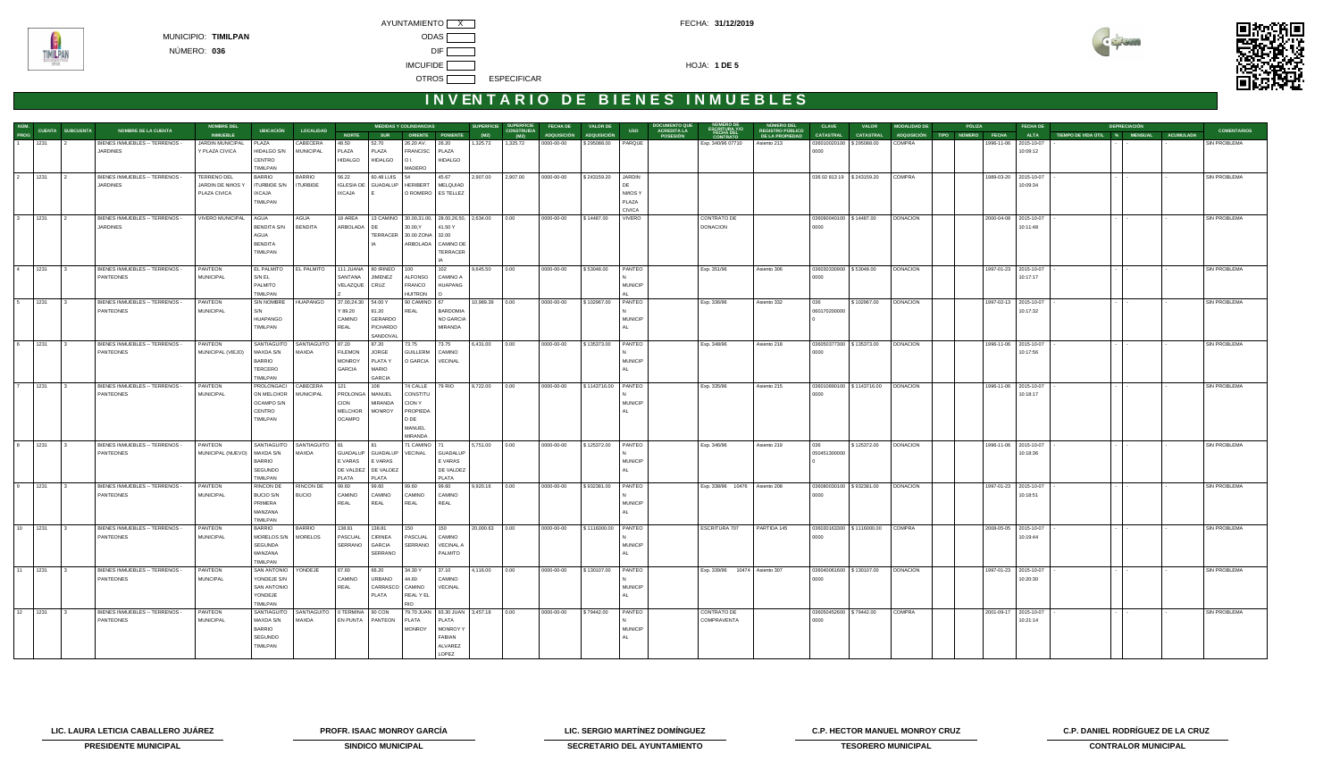MUNICIPIO: **TIMILPAN**

NÚMERO: **036**

AYUNTAMIENTO [X] ODAS [ ] DIF [ ] IMCUFIDE [ ] OTROS [ ] ESPECIFICAR

FECHA: **31/12/2019**

HOJA: **1 DE 5**

# INVENTARIO DE BIENES INMUEBLES

| NUM. PROG | CUENTA | SUBCUENTA | NOMBRE DE LA CUENTA | NOMBRE DEL INMUEBLE | UBICACIÓN | LOCALIDAD | MEDIDAS Y COLINDANCIAS NORTE | SUR | ORIENTE | PONIENTE | SUPERFICIE (M2) | SUPERFICIE CONSTRUIDA (M2) | FECHA DE ADQUISICIÓN | VALOR DE ADQUISICIÓN | USO | DOCUMENTO QUE ACREDITA LA POSESIÓN | NÚMERO DE ESCRITURA Y/O FECHA DEL CONTRATO | NÚMERO DEL REGISTRO PÚBLICO DE LA PROPIEDAD | CLAVE CATASTRAL | VALOR CATASTRAL | MODALIDAD DE ADQUISICIÓN | PÓLIZA TIPO | NÚMERO | FECHA | FECHA DE ALTA | DEPRECIACIÓN TIEMPO DE VIDA ÚTIL | % | MENSUAL | ACUMULADA | COMENTARIOS |
|---|---|---|---|---|---|---|---|---|---|---|---|---|---|---|---|---|---|---|---|---|---|---|---|---|---|---|---|---|---|---|
| 1 | 1231 | 2 | BIENES INMUEBLES -- TERRENOS - JARDINES | JARDIN MUNICIPAL Y PLAZA CIVICA | PLAZA HIDALGO S/N CENTRO TIMILPAN | CABECERA MUNICIPAL | 48.50 PLAZA HIDALGO | 52.70 PLAZA HIDALGO | 26.20 AV. FRANCISC O I. MADERO | 26.20 PLAZA HIDALGO | 1,325.72 | 1,325.72 | 0000-00-00 | $ 295088.00 | PARQUE | | Exp. 340/96 07710 | Asiento 213 | 036010020100 0000 | $ 295088.00 | COMPRA | | | 1996-11-06 | 2015-10-07 10:09:12 | - | | - | - | SIN PROBLEMA |
| 2 | 1231 | 2 | BIENES INMUEBLES -- TERRENOS - JARDINES | TERRENO DEL JARDIN DE NIÑOS Y PLAZA CIVICA | BARRIO ITURBIDE S/N IXCAJA TIMILPAN | BARRIO ITURBIDE | 56.22 IGLESIA DE IXCAJA | 60.48 LUIS GUADALUP E | 54 HERIBERT O ROMERO | 45.67 MELQUIAD ES TELLEZ | 2,907.00 | 2,907.00 | 0000-00-00 | $ 243159.20 | JARDIN DE NIÑOS Y PLAZA CIVICA | | | | 036 02 813 19 | $ 243159.20 | COMPRA | | | 1989-03-20 | 2015-10-07 10:09:34 | - | | - | - | SIN PROBLEMA |
| 3 | 1231 | 2 | BIENES INMUEBLES -- TERRENOS - JARDINES | VIVERO MUNICIPAL | AGUA BENDITA S/N AGUA BENDITA TIMILPAN | AGUA BENDITA | 18 AREA ARBOLADA | 13 CAMINO DE TERRACER IA | 30.00,31.00, 30.00,Y 30.00 ZONA ARBOLADA | 28.00,26.50, 41.50 Y 32.00 CAMINO DE TERRACER IA | 2,634.00 | 0.00 | 0000-00-00 | $ 14487.00 | VIVERO | CONTRATO DE DONACION | | | 036080040100 0000 | $ 14487.00 | DONACION | | | 2000-04-08 | 2015-10-07 10:11:48 | - | | - | - | SIN PROBLEMA |
| 4 | 1231 | 3 | BIENES INMUEBLES -- TERRENOS - PANTEONES | PANTEON MUNICIPAL | EL PALMITO S/N EL PALMITO TIMILPAN | EL PALMITO | 111 JUANA SANTANA VELAZQUE Z | 80 IRINEO JIMENEZ CRUZ | 100 ALFONSO FRANCO HUITRON | 102 CAMINO A HUAPANG O | 9,645.50 | 0.00 | 0000-00-00 | $ 53048.00 | PANTEON MUNICIPAL | | Exp. 351/96 | Asiento 306 | 036030330000 0000 | $ 53048.00 | DONACION | | | 1997-01-23 | 2015-10-07 10:17:17 | - | | - | - | SIN PROBLEMA |
| 5 | 1231 | 3 | BIENES INMUEBLES -- TERRENOS - PANTEONES | PANTEON MUNICIPAL | SIN NOMBRE S/N HUAPANGO TIMILPAN | HUAPANGO | 37.00,24.30 Y 89.20 CAMINO REAL | 54.00 Y 81.20 GERARDO PICHARDO SANDOVAL | 90 CAMINO REAL | 87 BARDOMIA NO GARCIA MIRANDA | 10,989.39 | 0.00 | 0000-00-00 | $ 102967.00 | PANTEON MUNICIPAL | | Exp. 336/96 | Asiento 332 | 036 0001702000000 | $ 102967.00 | DONACION | | | 1997-02-13 | 2015-10-07 10:17:32 | - | | - | - | SIN PROBLEMA |
| 6 | 1231 | 3 | BIENES INMUEBLES -- TERRENOS - PANTEONES | PANTEON MUNICIPAL (VIEJO) | SANTIAGUITO MAXDA S/N BARRIO TERCERO TIMILPAN | SANTIAGUITO MAXDA | 87.20 FILEMON MONROY GARCIA | 87.20 JORGE PLATA Y MARIO GARCIA | 73.75 GUILLERM O GARCIA | 73.75 CAMINO VECINAL | 6,431.00 | 0.00 | 0000-00-00 | $ 135373.00 | PANTEON MUNICIPAL | | Exp. 348/96 | Asiento 218 | 036050377300 0000 | $ 135373.00 | DONACION | | | 1996-11-06 | 2015-10-07 10:17:56 | - | | - | - | SIN PROBLEMA |
| 7 | 1231 | 3 | BIENES INMUEBLES -- TERRENOS - PANTEONES | PANTEON MUNICIPAL | PROLONGACI ON MELCHOR OCAMPO S/N CENTRO TIMILPAN | CABECERA MUNICIPAL | 121 PROLONGA CION MELCHOR OCAMPO | 108 MANUEL MIRANDA MONROY | 74 CALLE CONSTITU CION Y PROPIEDA D DE MANUEL MIRANDA | 79 RIO | 8,722.00 | 0.00 | 0000-00-00 | $ 1143716.00 | PANTEON MUNICIPAL | | Exp. 335/96 | Asiento 215 | 036010660100 0000 | $ 1143716.00 | DONACION | | | 1996-11-06 | 2015-10-07 10:18:17 | - | | - | - | SIN PROBLEMA |
| 8 | 1231 | 3 | BIENES INMUEBLES -- TERRENOS - PANTEONES | PANTEON MUNICIPAL (NUEVO) | SANTIAGUITO MAXDA S/N BARRIO SEGUNDO TIMILPAN | SANTIAGUITO MAXDA | 81 GUADALUP E VARAS DE VALDEZ PLATA | 81 GUADALUP E VARAS DE VALDEZ PLATA | 71 CAMINO VECINAL | 71 GUADALUP E VARAS DE VALDEZ PLATA | 5,751.00 | 0.00 | 0000-00-00 | $ 125372.00 | PANTEON MUNICIPAL | | Exp. 346/96 | Asiento 219 | 036 0504513000000 | $ 125372.00 | DONACION | | | 1996-11-06 | 2015-10-07 10:18:36 | - | | - | - | SIN PROBLEMA |
| 9 | 1231 | 3 | BIENES INMUEBLES -- TERRENOS - PANTEONES | PANTEON MUNICIPAL | RINCON DE BUCIO S/N PRIMERA MANZANA TIMILPAN | RINCON DE BUCIO | 99.60 CAMINO REAL | 99.60 CAMINO REAL | 99.60 CAMINO REAL | 99.60 CAMINO REAL | 9,920.16 | 0.00 | 0000-00-00 | $ 932381.00 | PANTEON MUNICIPAL | | Exp. 338/96 10476 | Asiento 208 | 036080030100 0000 | $ 932381.00 | DONACION | | | 1997-01-23 | 2015-10-07 10:18:51 | - | | - | - | SIN PROBLEMA |
| 10 | 1231 | 3 | BIENES INMUEBLES -- TERRENOS - PANTEONES | PANTEON MUNICIPAL | BARRIO MORELOS S/N SEGUNDA MANZANA TIMILPAN | BARRIO MORELOS | 138.81 SERRANO | 138.81 PASCUAL CIRINEA GARCIA SERRANO | 150 PASCUAL SERRANO | 150 CAMINO VECINAL A PALMITO | 20,000.63 | 0.00 | 0000-00-00 | $ 1116000.00 | PANTEON MUNICIPAL | | ESCRITURA 707 | PARTIDA 145 | 036030162300 0000 | $ 1116000.00 | COMPRA | | | 2008-05-05 | 2015-10-07 10:19:44 | - | | - | - | SIN PROBLEMA |
| 11 | 1231 | 3 | BIENES INMUEBLES -- TERRENOS - PANTEONES | PANTEON MUNCIPAL | SAN ANTONIO YONDEJE S/N SAN ANTONIO YONDEJE TIMILPAN | YONDEJE | 67.60 CAMINO REAL | 66.20 URBANO CARRASCO PLATA | 34.30 Y 44.60 CAMINO REAL Y EL RIO | 37.10 CAMINO VECINAL | 4,116.00 | 0.00 | 0000-00-00 | $ 130107.00 | PANTEON MUNICIPAL | | Exp. 339/96 10474 | Asiento 307 | 036040061600 0000 | $ 130107.00 | DONACION | | | 1997-01-23 | 2015-10-07 10:20:30 | - | | - | - | SIN PROBLEMA |
| 12 | 1231 | 3 | BIENES INMUEBLES -- TERRENOS - PANTEONES | PANTEON MUNICIPAL | SANTIAGUITO MAXDA S/N BARRIO SEGUNDO TIMILPAN | SANTIAGUITO MAXDA | 0 TERMINA EN PUNTA | 90 CON PANTEON | 79.70 JUAN PLATA MONROY | 93.30 JUAN PLATA MONROY Y FABIAN ALVAREZ LOPEZ | 3,457.18 | 0.00 | 0000-00-00 | $ 79442.00 | PANTEON MUNICIPAL | CONTRATO DE COMPRAVENTA | | | 036050452600 0000 | $ 79442.00 | COMPRA | | | 2001-09-17 | 2015-10-07 10:21:14 | - | | - | - | SIN PROBLEMA |

| LIC. LAURA LETICIA CABALLERO JUÁREZ | PROFR. ISAAC MONROY GARCÍA | LIC. SERGIO MARTÍNEZ DOMÍNGUEZ | C.P. HECTOR MANUEL MONROY CRUZ | C.P. DANIEL RODRÍGUEZ DE LA CRUZ |
|---|---|---|---|---|
| **PRESIDENTE MUNICIPAL** | **SINDICO MUNICIPAL** | **SECRETARIO DEL AYUNTAMIENTO** | **TESORERO MUNICIPAL** | **CONTRALOR MUNICIPAL** |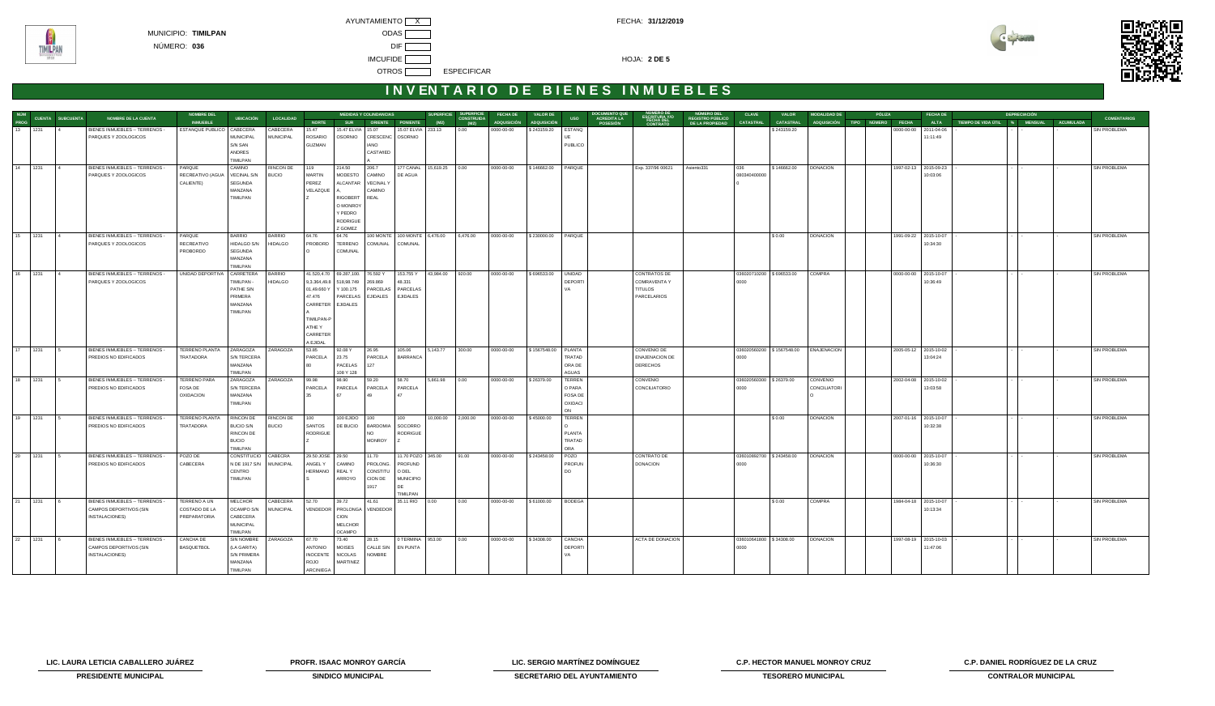MUNICIPIO: **TIMILPAN**

NÚMERO: **036**

AYUNTAMIENTO [ X ]
ODAS [ ]
DIF [ ]
IMCUFIDE [ ]
OTROS [ ] ESPECIFICAR

FECHA: **31/12/2019**

HOJA: **2 DE 5**

# INVENTARIO DE BIENES INMUEBLES

| NUM PROG | CUENTA | SUBCUENTA | NOMBRE DE LA CUENTA | NOMBRE DEL INMUEBLE | UBICACIÓN | LOCALIDAD | MEDIDAS Y COLINDANCIAS NORTE | SUR | ORIENTE | PONIENTE | SUPERFICIE (M2) | SUPERFICIE CONSTRUIDA (M2) | FECHA DE ADQUISICIÓN | VALOR DE ADQUISICIÓN | USO | DOCUMENTO QUE ACREDITA LA POSESIÓN | NÚMERO DE ESCRITURA Y/O FECHA DEL CONTRATO | NÚMERO DEL REGISTRO PÚBLICO DE LA PROPIEDAD | CLAVE CATASTRAL | VALOR CATASTRAL | MODALIDAD DE ADQUISICIÓN | PÓLIZA TIPO | NÚMERO | FECHA | FECHA DE ALTA | DEPRECIACIÓN TIEMPO DE VIDA ÚTIL | % | MENSUAL | ACUMULADA | COMENTARIOS |
|---|---|---|---|---|---|---|---|---|---|---|---|---|---|---|---|---|---|---|---|---|---|---|---|---|---|---|---|---|---|---|
| 13 | 1231 | 4 | BIENES INMUEBLES -- TERRENOS - PARQUES Y ZOOLOGICOS | ESTANQUE PUBLICO | CABECERA MUNICIPAL S/N SAN ANDRES TIMILPAN | CABECERA MUNICIPAL | 15.47 ROSARIO GUZMAN | 15.47 ELVIA OSORNIO | 15.07 CRESCENCIANO CASTAÑEDA | 15.07 ELVIA OSORNIO | 233.13 | 0.00 | 0000-00-00 | $ 243159.20 | ESTANQUE PUBLICO | | | | | $ 243159.20 | | | | 0000-00-00 | 2011-04-06 11:11:49 | - | - | - | - | SIN PROBLEMA |
| 14 | 1231 | 4 | BIENES INMUEBLES -- TERRENOS - PARQUES Y ZOOLOGICOS | PARQUE RECREATIVO (AGUA CALIENTE) | CAMINO VECINAL S/N SEGUNDA MANZANA TIMILPAN | RINCON DE BUCIO | 119 MARTIN PEREZ VELAZQUEZ | 214.50 MODESTO ALCANTARA, RIGOBERTO MONROY Y PEDRO RODRIGUEZ GOMEZ | 206.7 CAMINO VECINAL Y CAMINO REAL | 177 CANAL DE AGUA | 15,619.25 | 0.00 | 0000-00-00 | $ 146662.00 | PARQUE | | Exp. 337/96 00621 | Asiento331 | 036 0803404000000 | $ 146662.00 | DONACION | | | 1997-02-13 | 2015-09-23 10:03:06 | - | - | - | - | SIN PROBLEMA |
| 15 | 1231 | 4 | BIENES INMUEBLES -- TERRENOS - PARQUES Y ZOOLOGICOS | PARQUE RECREATIVO PROBORDO | BARRIO HIDALGO S/N SEGUNDA MANZANA TIMILPAN | BARRIO HIDALGO | 64.76 PROBORDO | 64.76 TERRENO COMUNAL | 100 MONTE COMUNAL | 100 MONTE COMUNAL | 6,476.00 | 6,476.00 | 0000-00-00 | $ 230000.00 | PARQUE | | | | | $ 0.00 | DONACION | | | 1991-09-22 | 2015-10-07 10:34:30 | - | - | - | - | SIN PROBLEMA |
| 16 | 1231 | 4 | BIENES INMUEBLES -- TERRENOS - PARQUES Y ZOOLOGICOS | UNIDAD DEPORTIVA | CARRETERA TIMILPAN - PATHE SIN PRIMERA MANZANA TIMILPAN | BARRIO HIDALGO | 41.520,4.70 9,3.364,49.8 01,49.660 Y 47.476 CARRETERA TIMILPAN-PATHE Y CARRETERA EJIDAL | 69.287,100. 518,98.749 Y 100.175 PARCELAS EJIDALES | 76.592 Y 269.869 PARCELAS EJIDALES | 163.755 Y 48.331 PARCELAS EJIDALES | 43,984.00 | 920.00 | 0000-00-00 | $ 696533.00 | UNIDAD DEPORTIVA | | CONTRATOS DE COMPRAVENTA Y TITULOS PARCELARIOS | | 036020710200 0000 | $ 696533.00 | COMPRA | | | 0000-00-00 | 2015-10-07 10:36:49 | - | - | - | - | SIN PROBLEMA |
| 17 | 1231 | 5 | BIENES INMUEBLES -- TERRENOS - PREDIOS NO EDIFICADOS | TERRENO PLANTA TRATADORA | ZARAGOZA S/N TERCERA MANZANA TIMILPAN | ZARAGOZA | 53.85 PARCELA 80 | 92.08 Y 23.75 PACELAS 106 Y 128 | 26.95 PARCELA 127 | 105.06 BARRANCA | 5,143.77 | 300.00 | 0000-00-00 | $ 1567548.00 | PLANTA TRATADORA DE AGUAS | | CONVENIO DE ENAJENACION DE DERECHOS | | 036020560200 0000 | $ 1567548.00 | ENAJENACION | | | 2005-05-12 | 2015-10-02 13:04:24 | - | - | - | - | SIN PROBLEMA |
| 18 | 1231 | 5 | BIENES INMUEBLES -- TERRENOS - PREDIOS NO EDIFICADOS | TERRENO PARA FOSA DE OXIDACION | ZARAGOZA S/N TERCERA MANZANA TIMILPAN | ZARAGOZA | 99.98 PARCELA 35 | 98.90 PARCELA 67 | 59.20 PARCELA 49 | 58.70 PARCELA 47 | 5,861.98 | 0.00 | 0000-00-00 | $ 26379.00 | TERRENO PARA FOSA DE OXIDACION | | CONVENIO CONCILIATORIO | | 036020560200 0000 | $ 26379.00 | CONVENIO CONCILIATORIO | | | 2002-04-08 | 2015-10-02 13:03:58 | - | - | - | - | SIN PROBLEMA |
| 19 | 1231 | 5 | BIENES INMUEBLES -- TERRENOS - PREDIOS NO EDIFICADOS | TERRENO PLANTA TRATADORA | RINCON DE BUCIO S/N RINCON DE BUCIO TIMILPAN | RINCON DE BUCIO | 100 SANTOS RODRIGUEZ | 100 EJIDO DE BUCIO | 100 BARDOMIANO MONROY | 100 SOCORRO RODRIGUEZ | 10,000.00 | 2,000.00 | 0000-00-00 | $ 45000.00 | TERRENO PLANTA TRATADORA | | | | | $ 0.00 | DONACION | | | 2007-01-16 | 2015-10-07 10:32:38 | - | - | - | - | SIN PROBLEMA |
| 20 | 1231 | 5 | BIENES INMUEBLES -- TERRENOS - PREDIOS NO EDIFICADOS | POZO DE CABECERA | CONSTITUCION DE 1917 S/N CENTRO TIMILPAN | CABECERA MUNICIPAL | 29.50 JOSE ANGEL Y HERMANOS | 29.50 CAMINO REAL Y ARROYO | 11.70 PROLONGACION CONSTITUCION DE 1917 | 11.70 POZO PROFUNDO DEL MUNICIPIO DE TIMILPAN | 345.00 | 91.00 | 0000-00-00 | $ 243458.00 | POZO PROFUNDO | | CONTRATO DE DONACION | | 036010892700 0000 | $ 243458.00 | DONACION | | | 0000-00-00 | 2015-10-07 10:36:30 | - | - | - | - | SIN PROBLEMA |
| 21 | 1231 | 6 | BIENES INMUEBLES -- TERRENOS - CAMPOS DEPORTIVOS (SIN INSTALACIONES) | TERRENO A UN COSTADO DE LA PREPARATORIA | MELCHOR OCAMPO S/N CABECERA MUNICIPAL TIMILPAN | CABECERA MUNICIPAL | 52.70 VENDEDOR | 39.72 PROLONGACION MELCHOR OCAMPO | 41.61 VENDEDOR | 35.11 RIO | 0.00 | 0.00 | 0000-00-00 | $ 61000.00 | BODEGA | | | | | $ 0.00 | COMPRA | | | 1984-04-18 | 2015-10-07 10:13:34 | - | - | - | - | SIN PROBLEMA |
| 22 | 1231 | 6 | BIENES INMUEBLES -- TERRENOS - CAMPOS DEPORTIVOS (SIN INSTALACIONES) | CANCHA DE BASQUETBOL | SIN NOMBRE (LA GARITA) S/N PRIMERA MANZANA TIMILPAN | ZARAGOZA | 67.70 ANTONIO INOCENTE ROJO ARCINIEGA | 73.40 MOISES NICOLAS MARTINEZ | 28.15 CALLE SIN NOMBRE | 0 TERMINA EN PUNTA | 953.00 | 0.00 | 0000-00-00 | $ 34308.00 | CANCHA DEPORTIVA | | ACTA DE DONACION | | 036010641800 0000 | $ 34308.00 | DONACION | | | 1997-08-19 | 2015-10-03 11:47:06 | - | - | - | - | SIN PROBLEMA |

| LIC. LAURA LETICIA CABALLERO JUÁREZ | PROFR. ISAAC MONROY GARCÍA | LIC. SERGIO MARTÍNEZ DOMÍNGUEZ | C.P. HECTOR MANUEL MONROY CRUZ | C.P. DANIEL RODRÍGUEZ DE LA CRUZ |
|---|---|---|---|---|
| **PRESIDENTE MUNICIPAL** | **SINDICO MUNICIPAL** | **SECRETARIO DEL AYUNTAMIENTO** | **TESORERO MUNICIPAL** | **CONTRALOR MUNICIPAL** |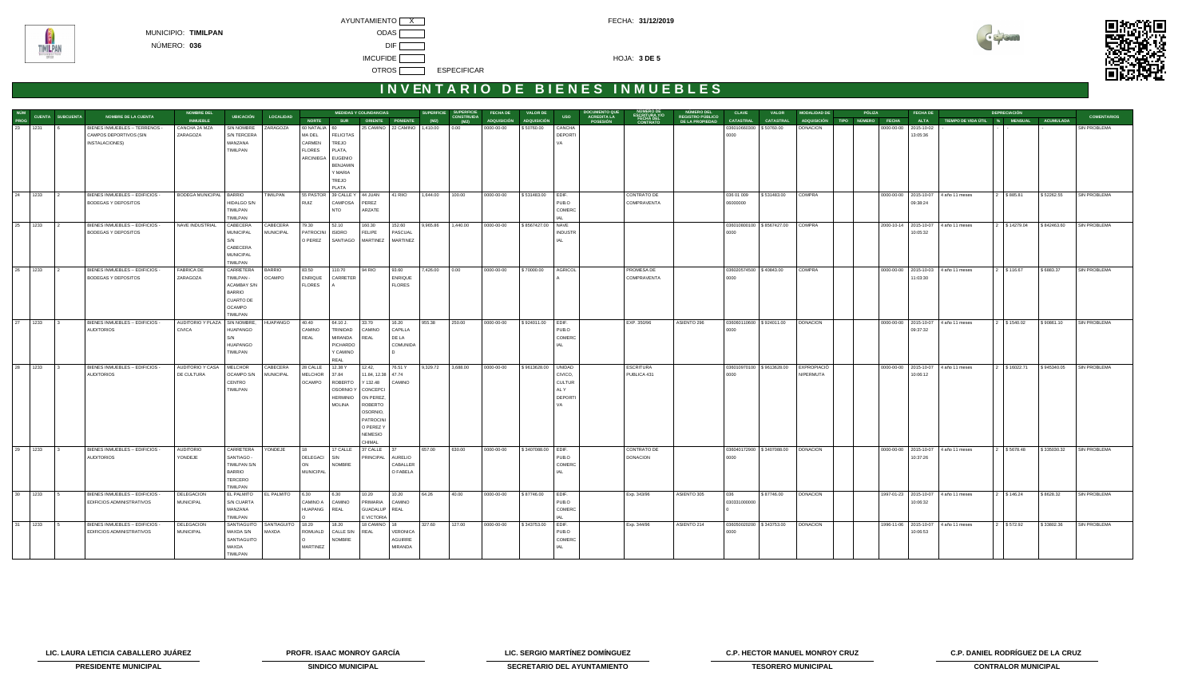MUNICIPIO: **TIMILPAN**

NÚMERO: **036**

AYUNTAMIENTO [X]

ODAS [ ]

DIF [ ]

IMCUFIDE [ ]

OTROS [ ] ESPECIFICAR

FECHA: **31/12/2019**

HOJA: **3 DE 5**

# INVENTARIO DE BIENES INMUEBLES

| NUM PROG | CUENTA | SUBCUENTA | NOMBRE DE LA CUENTA | NOMBRE DEL INMUEBLE | UBICACIÓN | LOCALIDAD | MEDIDAS Y COLINDANCIAS NORTE | SUR | ORIENTE | PONIENTE | SUPERFICIE (M2) | SUPERFICIE CONSTRUIDA (M2) | FECHA DE ADQUISICIÓN | VALOR DE ADQUISICIÓN | USO | DOCUMENTO QUE ACREDITA LA POSESIÓN | NÚMERO DE ESCRITURA Y/O FECHA DEL CONTRATO | NÚMERO DEL REGISTRO PÚBLICO DE LA PROPIEDAD | CLAVE CATASTRAL | VALOR CATASTRAL | MODALIDAD DE ADQUISICIÓN | PÓLIZA TIPO | NÚMERO | FECHA | FECHA DE ALTA | DEPRECIACIÓN TIEMPO DE VIDA ÚTIL | % | MENSUAL | ACUMULADA | COMENTARIOS |
|---|---|---|---|---|---|---|---|---|---|---|---|---|---|---|---|---|---|---|---|---|---|---|---|---|---|---|---|---|---|---|
| 23 | 1231 | 6 | BIENES INMUEBLES -- TERRENOS - CAMPOS DEPORTIVOS (SIN INSTALACIONES) | CANCHA 2A MZA ZARAGOZA | SIN NOMBRE S/N TERCERA MANZANA TIMILPAN | ZARAGOZA | 60 NATALIA MA DEL CARMEN FLORES ARCINIEGA | 60 FELICITAS TREJO PLATA, EUGENIO BENJAMIN Y MARIA TREJO PLATA | 25 CAMINO | 22 CAMINO | 1,410.00 | 0.00 | 0000-00-00 | $ 50760.00 | CANCHA DEPORTIVA | | | | 0360106600000000 | $ 50760.00 | DONACION | | | 0000-00-00 | 2015-10-02 13:05:36 | - | - | - | - | SIN PROBLEMA |
| 24 | 1233 | 2 | BIENES INMUEBLES -- EDIFICIOS - BODEGAS Y DEPOSITOS | BODEGA MUNICIPAL | BARRIO HIDALGO S/N TIMILPAN TIMILPAN | TIMILPAN | 55 PASTOR RUIZ | 30 CALLE Y CAMPOSANTO | 44 JUAN PEREZ ARZATE | 41 RIIO | 1,644.00 | 100.00 | 0000-00-00 | $ 531483.00 | EDIF. PUBLICO COMERCIAL | | CONTRATO DE COMPRAVENTA | | 036 01 009 06000000 | $ 531483.00 | COMPRA | | | 0000-00-00 | 2015-10-07 09:38:24 | 4 año 11 meses | 2 | $ 885.81 | $ 52262.55 | SIN PROBLEMA |
| 25 | 1233 | 2 | BIENES INMUEBLES -- EDIFICIOS - BODEGAS Y DEPOSITOS | NAVE INDUSTRIAL | CABECERA MUNICIPAL S/N CABECERA MUNICIPAL TIMILPAN | CABECERA MUNICIPAL | 79.30 PATROCINIO PEREZ | 52.10 ISIDRO SANTIAGO | 160.30 FELIPE MARTINEZ | 152.60 PASCUAL MARTINEZ | 9,965.86 | 1,440.00 | 0000-00-00 | $ 8567427.00 | NAVE INDUSTRIAL | | | | 0360108000000000 | $ 8567427.00 | COMPRA | | | 2000-10-14 | 2015-10-07 10:05:32 | 4 año 11 meses | 2 | $ 14279.04 | $ 842463.60 | SIN PROBLEMA |
| 26 | 1233 | 2 | BIENES INMUEBLES -- EDIFICIOS - BODEGAS Y DEPOSITOS | FABRICA DE ZARAGOZA | CARRETERA TIMILPAN - ACAMBAY S/N BARRIO CUARTO DE OCAMPO TIMILPAN | BARRIO OCAMPO | 83.50 ENRIQUE FLORES | 110.70 CARRETERA | 94 RIO | 93.60 ENRIQUE FLORES | 7,426.00 | 0.00 | 0000-00-00 | $ 70000.00 | AGRICOLA | | PROMESA DE COMPRAVENTA | | 0360205745000000 | $ 40843.00 | COMPRA | | | 0000-00-00 | 2015-10-03 11:03:30 | 4 año 11 meses | 2 | $ 116.67 | $ 6883.37 | SIN PROBLEMA |
| 27 | 1233 | 3 | BIENES INMUEBLES -- EDIFICIOS - AUDITORIOS | AUDITORIO Y PLAZA CIVICA | SIN NOMBRE S/N HUAPANGO HUAPANGO TIMILPAN | HUAPANGO | 40.40 CAMINO REAL | 64.10 J. TRINIDAD MIRANDA PICHARDO Y CAMINO REAL | 33.70 CAMINO REAL | 16.20 CAPILLA DE LA COMUNIDAD | 955.38 | 250.00 | 0000-00-00 | $ 924011.00 | EDIF. PUBLICO COMERCIAL | | EXP. 350/96 | ASIENTO 296 | 0360601106000000 | $ 924011.00 | DONACION | | | 0000-00-00 | 2015-10-07 09:37:32 | 4 año 11 meses | 2 | $ 1540.02 | $ 90861.10 | SIN PROBLEMA |
| 28 | 1233 | 3 | BIENES INMUEBLES -- EDIFICIOS - AUDITORIOS | AUDITORIO Y CASA DE CULTURA | MELCHOR OCAMPO S/N CENTRO TIMILPAN | CABECERA MUNICIPAL | 28 CALLE MELCHOR OCAMPO | 12.38 Y 37.84 ROBERTO OSORNIO Y HERMINIO MOLINA | 12.42, 11.84, 12.38 Y 132.48 CONCEPCION PEREZ, ROBERTO OSORNIO, PATROCINIO PEREZ Y NEMESIO CHIMAL | 76.51 Y 47.74 CAMINO | 9,329.72 | 3,688.00 | 0000-00-00 | $ 9613628.00 | UNIDAD CIVICO, CULTURAL Y DEPORTIVA | | ESCRITURA PUBLICA 431 | | 0360109701000000 | $ 9613628.00 | EXPROPIACIÓN/PERMUTA | | | 0000-00-00 | 2015-10-07 10:06:12 | 4 año 11 meses | 2 | $ 16022.71 | $ 945340.05 | SIN PROBLEMA |
| 29 | 1233 | 3 | BIENES INMUEBLES -- EDIFICIOS - AUDITORIOS | AUDITORIO YONDEJE | CARRETERA TIMILPAN S/N BARRIO TERCERO TIMILPAN | YONDEJE | 18 DELEGACION MUNICIPAL | 17 CALLE SIN NOMBRE | 37 CALLE PRINCIPAL | 37 AURELIO CABALLERO FABELA | 657.00 | 630.00 | 0000-00-00 | $ 3407088.00 | EDIF. PUBLICO COMERCIAL | | CONTRATO DE DONACION | | 0360401729000000 | $ 3407088.00 | DONACION | | | 0000-00-00 | 2015-10-07 10:37:26 | 4 año 11 meses | 2 | $ 5678.48 | $ 335030.32 | SIN PROBLEMA |
| 30 | 1233 | 5 | BIENES INMUEBLES -- EDIFICIOS - EDIFICIOS ADMINISTRATIVOS | DELEGACION MUNICIPAL | EL PALMITO S/N CUARTA MANZANA TIMILPAN | EL PALMITO | 6.30 CAMINO A HUAPANGO | 6.30 CAMINO REAL | 10.20 PRIMARIA GUADALUPE VICTORIA | 10.20 CAMINO REAL | 64.26 | 40.00 | 0000-00-00 | $ 87746.00 | EDIF. PUBLICO COMERCIAL | | Exp. 343/96 | ASIENTO 305 | 036 0303310000000 | $ 87746.00 | DONACION | | | 1997-01-23 | 2015-10-07 10:06:32 | 4 año 11 meses | 2 | $ 146.24 | $ 8628.32 | SIN PROBLEMA |
| 31 | 1233 | 5 | BIENES INMUEBLES -- EDIFICIOS - EDIFICIOS ADMINISTRATIVOS | DELEGACION MUNICIPAL | SANTIAGUITO MAXDA S/N SANTIAGUITO MAXDA TIMILPAN | SANTIAGUITO MAXDA | 18.20 ROMUALDO MARTINEZ | 18.20 CALLE SIN NOMBRE | 18 CAMINO REAL | 18 VERONICA AGUIRRE MIRANDA | 327.60 | 127.00 | 0000-00-00 | $ 343753.00 | EDIF. PUBLICO COMERCIAL | | Exp. 344/96 | ASIENTO 214 | 0360500202000000 | $ 343753.00 | DONACION | | | 1996-11-06 | 2015-10-07 10:06:53 | 4 año 11 meses | 2 | $ 572.92 | $ 33802.36 | SIN PROBLEMA |

| | | | | |
|---|---|---|---|---|
| LIC. LAURA LETICIA CABALLERO JUÁREZ | PROFR. ISAAC MONROY GARCÍA | LIC. SERGIO MARTÍNEZ DOMÍNGUEZ | C.P. HECTOR MANUEL MONROY CRUZ | C.P. DANIEL RODRÍGUEZ DE LA CRUZ |
| PRESIDENTE MUNICIPAL | SINDICO MUNICIPAL | SECRETARIO DEL AYUNTAMIENTO | TESORERO MUNICIPAL | CONTRALOR MUNICIPAL |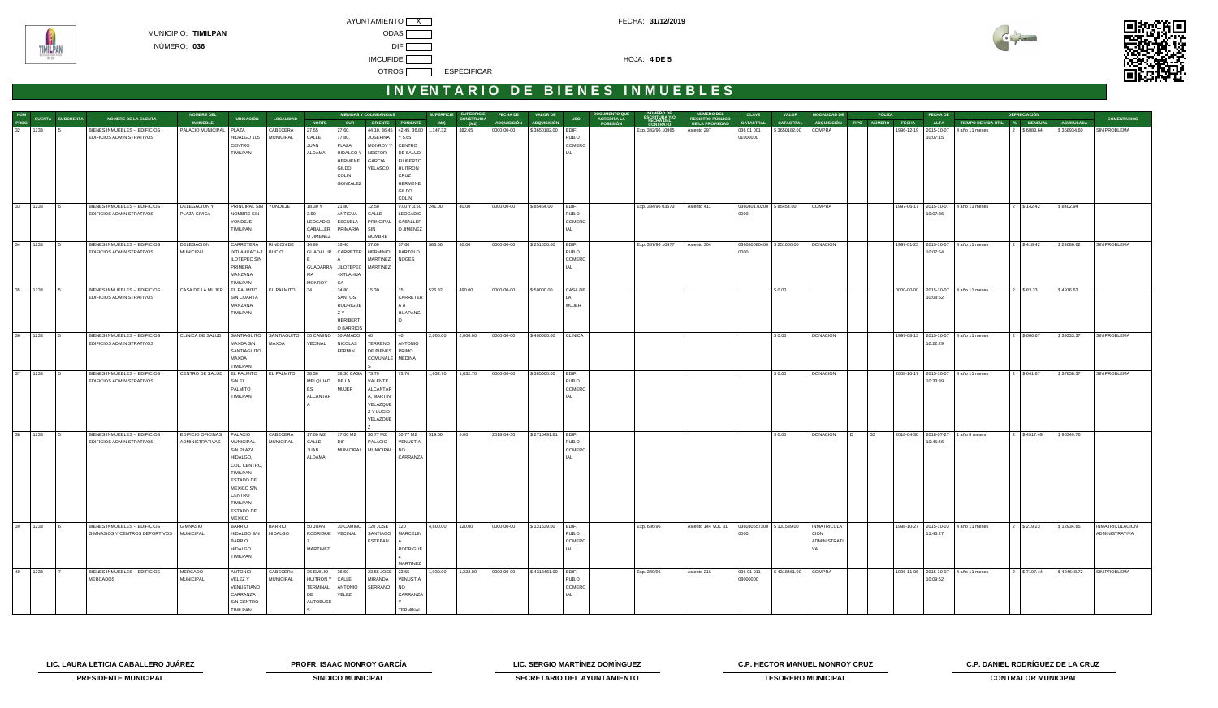MUNICIPIO: **TIMILPAN**

NÚMERO: **036**

AYUNTAMIENTO [ X ]

ODAS [ ]

DIF [ ]

IMCUFIDE [ ]

OTROS [ ] ESPECIFICAR

FECHA: **31/12/2019**

HOJA: **4 DE 5**

# INVENTARIO DE BIENES INMUEBLES

| NUM PROG | CUENTA | SUBCUENTA | NOMBRE DE LA CUENTA | NOMBRE DEL INMUEBLE | UBICACIÓN | LOCALIDAD | MEDIDAS Y COLINDANCIAS | | | | SUPERFICIE (M2) | SUPERFICIE CONSTRUIDA (M2) | FECHA DE ADQUISICIÓN | VALOR DE ADQUISICIÓN | USO | DOCUMENTO QUE ACREDITA LA POSESIÓN | NUMERO DE ESCRITURA Y/O FECHA DEL CONTRATO | NUMERO DEL REGISTRO PUBLICO DE LA PROPIEDAD | CLAVE CATASTRAL | VALOR CATASTRAL | MODALIDAD DE ADQUISICIÓN | PÓLIZA | | | FECHA DE ALTA | DEPRECIACIÓN | | | | COMENTARIOS |
|---|---|---|---|---|---|---|---|---|---|---|---|---|---|---|---|---|---|---|---|---|---|---|---|---|---|---|---|---|---|---|
| | | | | | | | NORTE | SUR | ORIENTE | PONIENTE | | | | | | | | | | | | TIPO | NÚMERO | FECHA | | TIEMPO DE VIDA ÚTIL | % | MENSUAL | ACUMULADA | |
| 32 | 1233 | 5 | BIENES INMUEBLES – EDIFICIOS - EDIFICIOS ADMINISTRATIVOS | PALACIO MUNICIPAL | PLAZA HIDALGO 105 CENTRO TIMILPAN | CABECERA MUNICIPAL | 27.55 CALLE JUAN ALDAMA | 27.60, PLAZA HIDALGO Y HERMENE GILDO COLIN GONZALEZ | 44.10, 36.45 JOSEFINA MONROY Y NESTOR GARCIA VELASCO | 42.45, 36.80 Y 5.65 CENTRO DE SALUD, FILIBERTO HUITRON CRUZ HERMENE GILDO COLIN | 1,147.32 | 382.65 | 0000-00-00 | $ 3650182.00 | EDIF. PUBLO COMERCIAL | | Exp. 342/96 10465 | Asiento 297 | 036 01 001 01000000 | $ 3650182.00 | COMPRA | | | 1996-12-19 | 2015-10-07 10:07:15 | 4 año 11 meses | 2 | $ 6083.64 | $ 358634.60 | SIN PROBLEMA |
| 33 | 1233 | 5 | BIENES INMUEBLES – EDIFICIOS - EDIFICIOS ADMINISTRATIVOS | DELEGACION Y PLAZA CIVICA | PRINCIPAL SIN NOMBRE S/N YONDEJE TIMILPAN | YONDEJE | 18.30 Y 3.50 LEOCADIO CABALLER O JIMENEZ | 21.80 ANTIGUA ESCUELA PRIMARIA | 12.50 CALLE PRINCIPAL SIN NOMBRE | 9.00 Y 3.50 LEOCADIO CABALLER O JIMENEZ | 241.00 | 40.00 | 0000-00-00 | $ 85454.00 | EDIF. PUBLO COMERCIAL | | Exp. 334/96 03573 | Asiento 411 | 036040170200 0000 | $ 85454.00 | COMPRA | | | 1997-06-17 | 2015-10-07 10:07:36 | 4 año 11 meses | 2 | $ 142.42 | $ 8402.94 | |
| 34 | 1233 | 5 | BIENES INMUEBLES – EDIFICIOS - EDIFICIOS ADMINISTRATIVOS | DELEGACION MUNICIPAL | CARRETERA IXTLAHUACA-JILOTEPEC S/N PRIMERA MANZANA TIMILPAN | RINCON DE BUCIO | 14.80 GUADALUPE MA MONROY | 16.40 CARRETER A GUADARRA JILOTEPEC -IXTLAHUACA | 37.60 HERMINIO MARTINEZ MARTINEZ | 37.60 BARTOLO NOGES | 586.56 | 80.00 | 0000-00-00 | $ 251050.00 | EDIF. PUBLO COMERCIAL | | Exp. 347/96 10477 | Asiento 304 | 036080080400 0000 | $ 251050.00 | DONACION | | | 1997-01-23 | 2015-10-07 10:07:54 | 4 año 11 meses | 2 | $ 418.42 | $ 24686.62 | SIN PROBLEMA |
| 35 | 1233 | 5 | BIENES INMUEBLES – EDIFICIOS - EDIFICIOS ADMINISTRATIVOS | CASA DE LA MUJER | EL PALMITO S/N CUARTA MANZANA TIMILPAN | EL PALMITO | 34 | 34.80 SANTOS RODRIGUE Z Y HERIBERT O BARRIOS | 15.30 | 15 CARRETER A A HUAPANG O | 526.32 | 490.00 | 0000-00-00 | $ 50000.00 | CASA DE LA MUJER | | | | | $ 0.00 | | | | 0000-00-00 | 2015-10-07 10:09:52 | 4 año 11 meses | 2 | $ 83.33 | $ 4916.63 | |
| 36 | 1233 | 5 | BIENES INMUEBLES – EDIFICIOS - EDIFICIOS ADMINISTRATIVOS | CLINICA DE SALUD | SANTIAGUITO MAXDA S/N SANTIAGUITO MAXDA TIMILPAN | SANTIAGUITO MAXDA | 50 CAMINO VECINAL | 50 AMADO NICOLAS FERMIN | 40 TERRENO DE BIENES COMUNALES | 40 ANTONIO PRIMO MEDINA | 2,000.00 | 2,000.00 | 0000-00-00 | $ 400000.00 | CLINICA | | | | | $ 0.00 | DONACION | | | 1997-08-13 | 2015-10-07 10:22:29 | 4 año 11 meses | 2 | $ 666.67 | $ 39333.37 | SIN PROBLEMA |
| 37 | 1233 | 5 | BIENES INMUEBLES – EDIFICIOS - EDIFICIOS ADMINISTRATIVOS | CENTRO DE SALUD | EL PALMITO S/N EL PALMITO TIMILPAN | EL PALMITO | 38.30 MELQUIAD ES ALCANTAR A | 38.30 CASA DE LA MUJER | 73.70 VALENTE ALCANTAR A, MARTIN VELAZQUE Z Y LUCIO VELAZQUE Z | 73.70 | 1,632.70 | 1,632.70 | 0000-00-00 | $ 385000.00 | EDIF. PUBLO COMERCIAL | | | | | $ 0.00 | DONACION | | | 2008-10-17 | 2015-10-07 10:33:39 | 4 año 11 meses | 2 | $ 641.67 | $ 37858.37 | SIN PROBLEMA |
| 38 | 1233 | 5 | BIENES INMUEBLES – EDIFICIOS - EDIFICIOS ADMINISTRATIVOS | EDIFICIO OFICINAS ADMINISTRATIVAS | PALACIO MUNICIPAL S/N PLAZA HIDALGO, COL. CENTRO, TIMILPAN ESTADO DE MÉXICO S/N CENTRO TIMILPAN ESTADO DE MEXICO | CABECERA MUNICIPAL | 17.00 M2 CALLE JUAN ALDAMA | 17.00 M2 DIF MUNICIPAL | 30.77 M2 PALACIO MUNICIPAL | 30.77 M2 VENUSTIA NO CARRANZA | 519.00 | 0.00 | 2018-04-30 | $ 2710491.81 | EDIF. PUBLO COMERCIAL | | | | | $ 0.00 | DONACION | D | 33 | 2018-04-30 | 2018-07-27 10:45:46 | 1 año 8 meses | 2 | $ 4517.49 | $ 90349.76 | |
| 39 | 1233 | 6 | BIENES INMUEBLES – EDIFICIOS - GIMNASIOS Y CENTROS DEPORTIVOS | GIMNASIO MUNICIPAL | BARRIO HIDALGO S/N BARRIO HIDALGO TIMILPAN | BARRIO HIDALGO | 50 JUAN RODRIGUE Z MARTINEZ | 30 CAMINO VECINAL | 120 SANTIAGO ESTEBAN | 120 MARCELIN A RODRIGUE Z MARTINEZ | 4,800.00 | 120.00 | 0000-00-00 | $ 131539.00 | EDIF. PUBLO COMERCIAL | | Exp. 686/96 | Asiento 144 VOL 31 | 036030557300 0000 | $ 131539.00 | INMATRICULACION ADMINISTRATIVA | | | 1998-10-27 | 2015-10-03 11:46:27 | 4 año 11 meses | 2 | $ 219.23 | $ 12934.65 | INMATRICULACION ADMINISTRATIVA |
| 40 | 1233 | 7 | BIENES INMUEBLES – EDIFICIOS - MERCADOS | MERCADO MUNICIPAL | ANTONIO VELEZ Y VENUSTIANO CARRANZA S/N CENTRO TIMILPAN | CABECERA MUNICIPAL | 36 EMILIO HUITRON Y TERMINAL DE AUTOBUSES | 36.50 CALLE ANTONIO VELEZ | 23.55 JOSE MIRANDA SERRANO | 23.55 VENUSTIA NO CARRANZA Y TERMINAL | 1,030.00 | 1,222.00 | 0000-00-00 | $ 4318461.00 | EDIF. PUBLO COMERCIAL | | Exp. 349/96 | Asiento 216 | 036 01 011 08000000 | $ 4318461.00 | COMPRA | | | 1996-11-06 | 2015-10-07 10:09:52 | 4 año 11 meses | 2 | $ 7197.44 | $ 424648.72 | SIN PROBLEMA |

**LIC. LAURA LETICIA CABALLERO JUÁREZ**
**PRESIDENTE MUNICIPAL**

**PROFR. ISAAC MONROY GARCÍA**
**SINDICO MUNICIPAL**

**LIC. SERGIO MARTÍNEZ DOMÍNGUEZ**
**SECRETARIO DEL AYUNTAMIENTO**

**C.P. HECTOR MANUEL MONROY CRUZ**
**TESORERO MUNICIPAL**

**C.P. DANIEL RODRÍGUEZ DE LA CRUZ**
**CONTRALOR MUNICIPAL**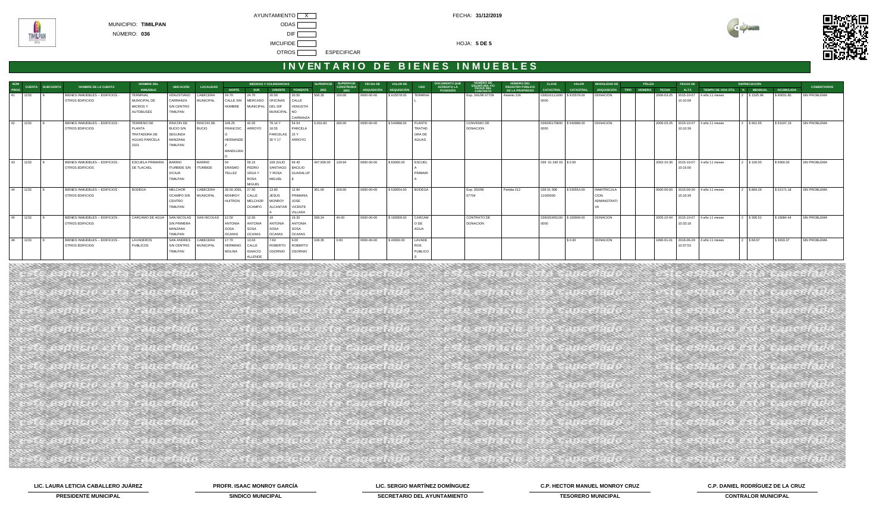MUNICIPIO: **TIMILPAN**

NÚMERO: **036**

AYUNTAMIENTO [X]

ODAS [ ]

DIF [ ]

IMCUFIDE [ ]

OTROS [ ] ESPECIFICAR

FECHA: **31/12/2019**

HOJA: **5 DE 5**

# INVENTARIO DE BIENES INMUEBLES

| NUM PROG | CUENTA | SUBCUENTA | NOMBRE DE LA CUENTA | NOMBRE DEL INMUEBLE | UBICACIÓN | LOCALIDAD | MEDIDAS Y COLINDANCIAS | | | | SUPERFICIE (M2) | SUPERFICIE CONSTRUIDA (M2) | FECHA DE ADQUISICIÓN | VALOR DE ADQUISICIÓN | USO | DOCUMENTO QUE ACREDITA LA POSESIÓN | NÚMERO DE ESCRITURA Y/O FECHA DEL CONTRATO | NÚMERO DEL REGISTRO PÚBLICO DE LA PROPIEDAD | CLAVE CATASTRAL | VALOR CATASTRAL | MODALIDAD DE ADQUISICIÓN | PÓLIZA | | | FECHA DE ALTA | TIEMPO DE VIDA ÚTIL | DEPRECIACIÓN | | | COMENTARIOS |
|---|---|---|---|---|---|---|---|---|---|---|---|---|---|---|---|---|---|---|---|---|---|---|---|---|---|---|---|---|---|---|
| | | | | | | | NORTE | SUR | ORIENTE | PONIENTE | | | | | | | | | | | | TIPO | NÚMERO | FECHA | | | % | MENSUAL | ACUMULADA | |
| 41 | 1233 | 8 | BIENES INMUEBLES – EDIFICIOS - OTROS EDIFICIOS | TERMINAL MUNICIPAL DE MICROS Y AUTOBUSES | VENUSTIANO CARRANZA S/N CENTRO TIMILPAN | CABECERA MUNICIPAL | 24.70 CALLE SIN NOMBRE | 24.70 MERCADO MUNICIPAL | 20.50 OFICINAS DEL DIF MUNICIPAL | 20.50 CALLE VENUSTIA NO CARRANZA | 506.35 | 150.00 | 0000-00-00 | $ 915578.00 | TERMINAL | | Exp. 341/96 07709 | Asiento 216 | 036010111000 0000 | $ 915578.00 | DONACION | | | 2006-03-25 | 2015-10-07 10:10:09 | 4 año 11 meses | 2 | $ 1525.96 | $ 90031.80 | SIN PROBLEMA |
| 42 | 1233 | 8 | BIENES INMUEBLES – EDIFICIOS - OTROS EDIFICIOS | TERRENO DE PLANTA TRATADORA DE AGUAS PARCELA 2321 | RINCON DE BUCIO S/N SEGUNDA MANZANA TIMILPAN | RINCON DE BUCIO | 106.25 FRANCISCO HERNANDEZ MANDUJANO | 42.05 ARROYO | 78.14 Y 18.55 PARCELAS 30 Y 17 | 54.54 PARCELA 15 Y ARROYO | 5,001.80 | 280.00 | 0000-00-00 | $ 540988.00 | PLANTA TRATADORA DE AGUAS | | CONVENIO DE DONACION | | 036030170600 0000 | $ 540988.00 | DONACION | | | 2006-03-25 | 2015-10-07 10:10:39 | 4 año 11 meses | 2 | $ 901.65 | $ 53197.19 | SIN PROBLEMA |
| 43 | 1233 | 8 | BIENES INMUEBLES – EDIFICIOS - OTROS EDIFICIOS | ESCUELA PRIMARIA DE TLACAEL | BARRIO ITURBIDE S/N IXCAJA TIMILPAN | BARRIO ITURBIDE | 54 ERASMO TELLEZ | 59.15 PEDRO VEGA Y ROSA MIGUEL | 108 JULIO SANTIAGO Y ROSA MIGUEL | 94.40 BACILIO GUADALUPE | 497,939.00 | 139.94 | 0000-00-00 | $ 60000.00 | ESCUELA PRIMARIA | | | | 036 01 240 03 | $ 0.00 | | | | 2002-10-30 | 2015-10-07 10:15:00 | 4 año 11 meses | 2 | $ 100.00 | $ 5900.00 | SIN PROBLEMA |
| 44 | 1233 | 8 | BIENES INMUEBLES – EDIFICIOS - OTROS EDIFICIOS | BODEGA | MELCHOR OCAMPO S/N CENTRO TIMILPAN | CABECERA MUNICIPAL | 28.50 JOEL MONROY HUITRON | 27.50 CALLE MELCHOR OCAMPO | 13.80 JESUS MONROY ALCANTARA | 12.80 PRIMARIA JOSE VICENTE VILLADA | 361.00 | 200.00 | 0000-00-00 | $ 530554.00 | BODEGA | | Exp. 352/96 07704 | Partida 212 | 036 01 006 11000000 | $ 530554.00 | INMATRICULACION ADMINISTRATIVA | | | 0000-00-00 | 2015-09-30 15:16:39 | 4 año 11 meses | 2 | $ 884.26 | $ 52171.18 | SIN PROBLEMA |
| 45 | 1233 | 8 | BIENES INMUEBLES – EDIFICIOS - OTROS EDIFICIOS | CARCAMO DE AGUA | SAN NICOLAS S/N PRIMERA MANZANA TIMILPAN | SAN NICOLAS | 12.50 ANTONIA SOSA OCAÑAS | 12.50 ANTONIA SOSA OCAÑAS | 18 ANTONIA SOSA OCAÑAS | 19.30 ANTONIA SOSA OCAÑAS | 268.24 | 40.00 | 0000-00-00 | $ 183909.00 | CARCAMO DE AGUA | | CONTRATO DE DONACION | | 036020455100 0000 | $ 183909.00 | DONACION | | | 2005-10-04 | 2015-10-07 10:33:18 | 4 año 11 meses | 2 | $ 306.52 | $ 18084.44 | SIN PROBLEMA |
| 46 | 1233 | 8 | BIENES INMUEBLES – EDIFICIOS - OTROS EDIFICIOS | LAVADEROS PUBLICOS | SAN ANDRES S/N CENTRO TIMILPAN | CABECERA MUNICIPAL | 17.70 HERMINIO MOLINA | 13.04 CALLE IGNACIO ALLENDE | 7.60 ROBERTO OSORNIO | 9.00 ROBERTO OSORNIO | 108.35 | 0.00 | 0000-00-00 | $ 40000.00 | LAVADEROS PUBLICOS | | | | | $ 0.00 | DONACION | | | 1990-01-01 | 2016-06-29 10:37:53 | 4 año 11 meses | 2 | $ 66.67 | $ 3933.37 | SIN PROBLEMA |

este espacio esta cancelado

| LIC. LAURA LETICIA CABALLERO JUÁREZ | PROFR. ISAAC MONROY GARCÍA | LIC. SERGIO MARTÍNEZ DOMÍNGUEZ | C.P. HECTOR MANUEL MONROY CRUZ | C.P. DANIEL RODRÍGUEZ DE LA CRUZ |
|---|---|---|---|---|
| PRESIDENTE MUNICIPAL | SINDICO MUNICIPAL | SECRETARIO DEL AYUNTAMIENTO | TESORERO MUNICIPAL | CONTRALOR MUNICIPAL |